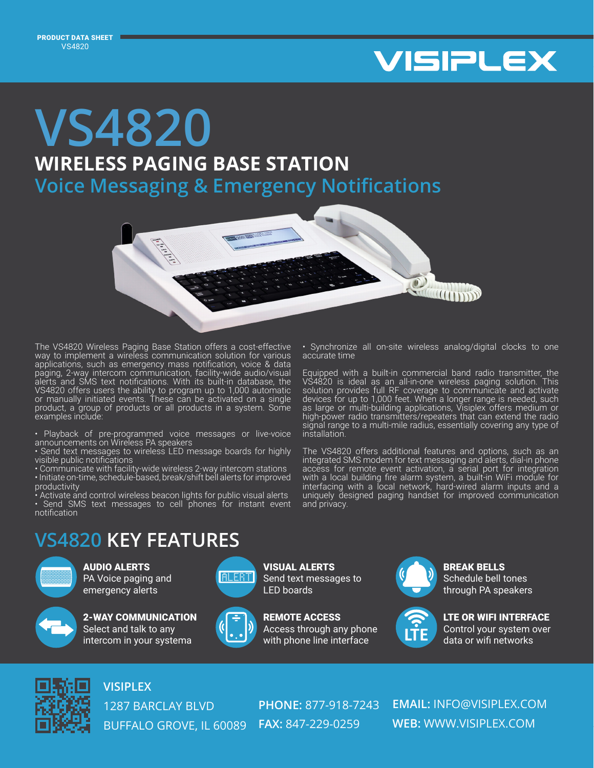PRODUCT DATA SHEET
VS4820

VISIPLEX

# VS4820

## WIRELESS PAGING BASE STATION

### Voice Messaging & Emergency Notifications

The VS4820 Wireless Paging Base Station offers a cost-effective way to implement a wireless communication solution for various applications, such as emergency mass notification, voice & data paging, 2-way intercom communication, facility-wide audio/visual alerts and SMS text notifications. With its built-in database, the VS4820 offers users the ability to program up to 1,000 automatic or manually initiated events. These can be activated on a single product, a group of products or all products in a system. Some examples include:

- Playback of pre-programmed voice messages or live-voice announcements on Wireless PA speakers
- Send text messages to wireless LED message boards for highly visible public notifications
- Communicate with facility-wide wireless 2-way intercom stations
- Initiate on-time, schedule-based, break/shift bell alerts for improved productivity
- Activate and control wireless beacon lights for public visual alerts
- Send SMS text messages to cell phones for instant event notification
- Synchronize all on-site wireless analog/digital clocks to one accurate time

Equipped with a built-in commercial band radio transmitter, the VS4820 is ideal as an all-in-one wireless paging solution. This solution provides full RF coverage to communicate and activate devices for up to 1,000 feet. When a longer range is needed, such as large or multi-building applications, Visiplex offers medium or high-power radio transmitters/repeaters that can extend the radio signal range to a multi-mile radius, essentially covering any type of installation.

The VS4820 offers additional features and options, such as an integrated SMS modem for text messaging and alerts, dial-in phone access for remote event activation, a serial port for integration with a local building fire alarm system, a built-in WiFi module for interfacing with a local network, hard-wired alarm inputs and a uniquely designed paging handset for improved communication and privacy.

## VS4820 KEY FEATURES

**AUDIO ALERTS**
PA Voice paging and emergency alerts

**VISUAL ALERTS**
Send text messages to LED boards

**BREAK BELLS**
Schedule bell tones through PA speakers

**2-WAY COMMUNICATION**
Select and talk to any intercom in your systema

**REMOTE ACCESS**
Access through any phone with phone line interface

**LTE OR WIFI INTERFACE**
Control your system over data or wifi networks

**VISIPLEX**
1287 BARCLAY BLVD
BUFFALO GROVE, IL 60089

**PHONE:** 877-918-7243
**FAX:** 847-229-0259

**EMAIL:** INFO@VISIPLEX.COM
**WEB:** WWW.VISIPLEX.COM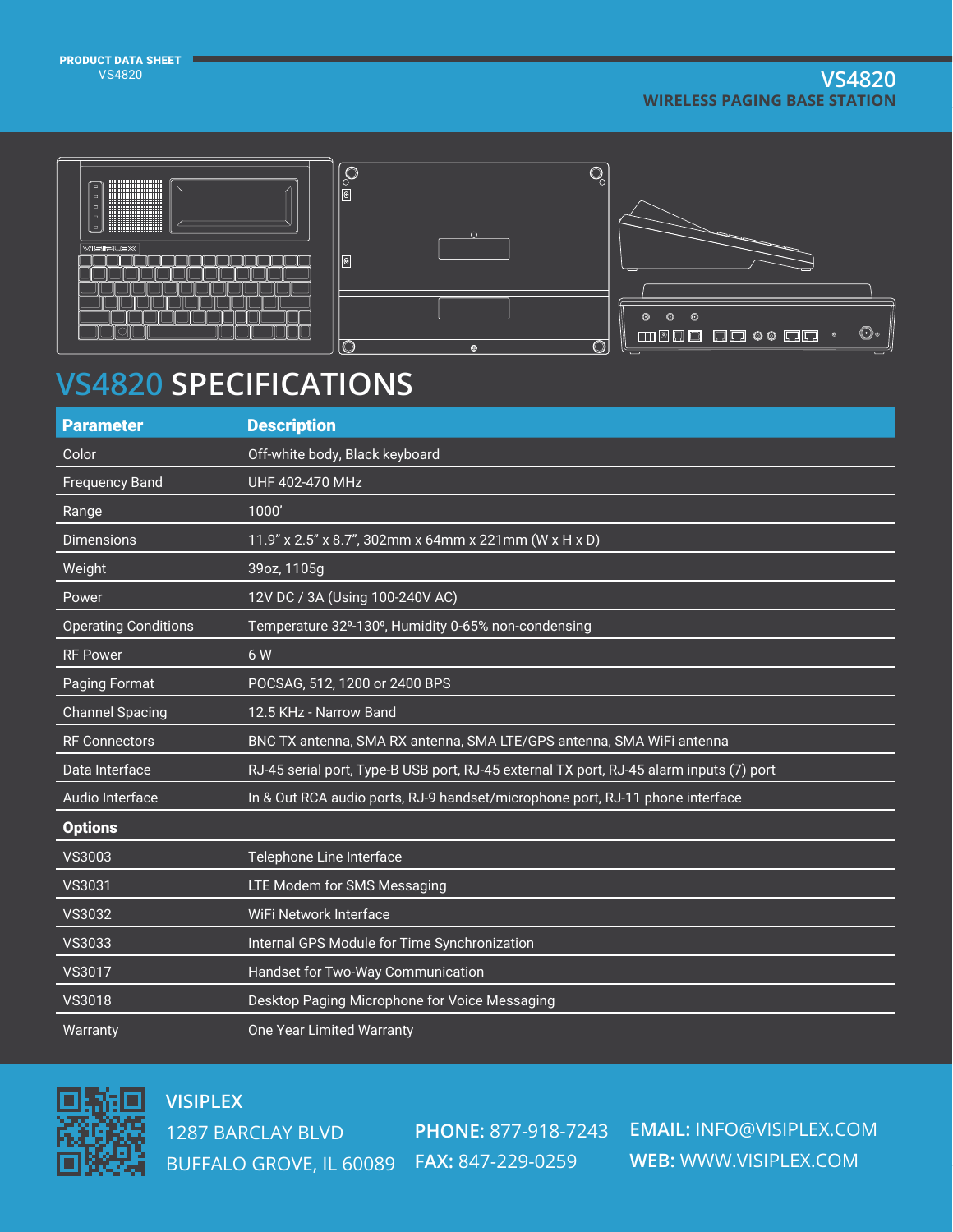PRODUCT DATA SHEET
VS4820

# VS4820
## WIRELESS PAGING BASE STATION

# VS4820 SPECIFICATIONS

| Parameter | Description |
|---|---|
| Color | Off-white body, Black keyboard |
| Frequency Band | UHF 402-470 MHz |
| Range | 1000’ |
| Dimensions | 11.9” x 2.5” x 8.7”, 302mm x 64mm x 221mm (W x H x D) |
| Weight | 39oz, 1105g |
| Power | 12V DC / 3A (Using 100-240V AC) |
| Operating Conditions | Temperature 32º-130º, Humidity 0-65% non-condensing |
| RF Power | 6 W |
| Paging Format | POCSAG, 512, 1200 or 2400 BPS |
| Channel Spacing | 12.5 KHz - Narrow Band |
| RF Connectors | BNC TX antenna, SMA RX antenna, SMA LTE/GPS antenna, SMA WiFi antenna |
| Data Interface | RJ-45 serial port, Type-B USB port, RJ-45 external TX port, RJ-45 alarm inputs (7) port |
| Audio Interface | In & Out RCA audio ports, RJ-9 handset/microphone port, RJ-11 phone interface |
| **Options** | |
| VS3003 | Telephone Line Interface |
| VS3031 | LTE Modem for SMS Messaging |
| VS3032 | WiFi Network Interface |
| VS3033 | Internal GPS Module for Time Synchronization |
| VS3017 | Handset for Two-Way Communication |
| VS3018 | Desktop Paging Microphone for Voice Messaging |
| Warranty | One Year Limited Warranty |

**VISIPLEX**
1287 BARCLAY BLVD
BUFFALO GROVE, IL 60089

**PHONE:** 877-918-7243
**FAX:** 847-229-0259

**EMAIL:** INFO@VISIPLEX.COM
**WEB:** WWW.VISIPLEX.COM